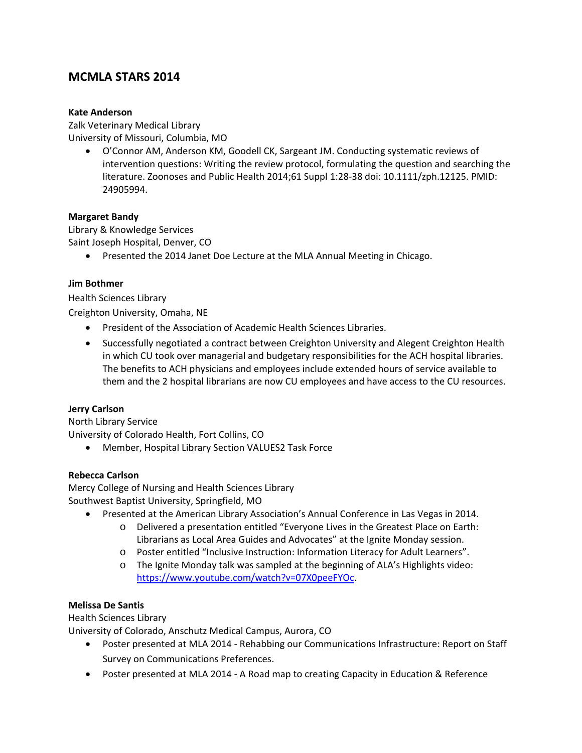## MCMLA STARS 2014

**Kate Anderson**
Zalk Veterinary Medical Library
University of Missouri, Columbia, MO

- O'Connor AM, Anderson KM, Goodell CK, Sargeant JM. Conducting systematic reviews of intervention questions: Writing the review protocol, formulating the question and searching the literature. Zoonoses and Public Health 2014;61 Suppl 1:28-38 doi: 10.1111/zph.12125. PMID: 24905994.

**Margaret Bandy**
Library & Knowledge Services
Saint Joseph Hospital, Denver, CO

- Presented the 2014 Janet Doe Lecture at the MLA Annual Meeting in Chicago.

**Jim Bothmer**
Health Sciences Library
Creighton University, Omaha, NE

- President of the Association of Academic Health Sciences Libraries.
- Successfully negotiated a contract between Creighton University and Alegent Creighton Health in which CU took over managerial and budgetary responsibilities for the ACH hospital libraries. The benefits to ACH physicians and employees include extended hours of service available to them and the 2 hospital librarians are now CU employees and have access to the CU resources.

**Jerry Carlson**
North Library Service
University of Colorado Health, Fort Collins, CO

- Member, Hospital Library Section VALUES2 Task Force

**Rebecca Carlson**
Mercy College of Nursing and Health Sciences Library
Southwest Baptist University, Springfield, MO

- Presented at the American Library Association's Annual Conference in Las Vegas in 2014.
  - Delivered a presentation entitled "Everyone Lives in the Greatest Place on Earth: Librarians as Local Area Guides and Advocates" at the Ignite Monday session.
  - Poster entitled "Inclusive Instruction: Information Literacy for Adult Learners".
  - The Ignite Monday talk was sampled at the beginning of ALA's Highlights video: https://www.youtube.com/watch?v=07X0peeFYOc.

**Melissa De Santis**
Health Sciences Library
University of Colorado, Anschutz Medical Campus, Aurora, CO

- Poster presented at MLA 2014 - Rehabbing our Communications Infrastructure: Report on Staff Survey on Communications Preferences.
- Poster presented at MLA 2014 - A Road map to creating Capacity in Education & Reference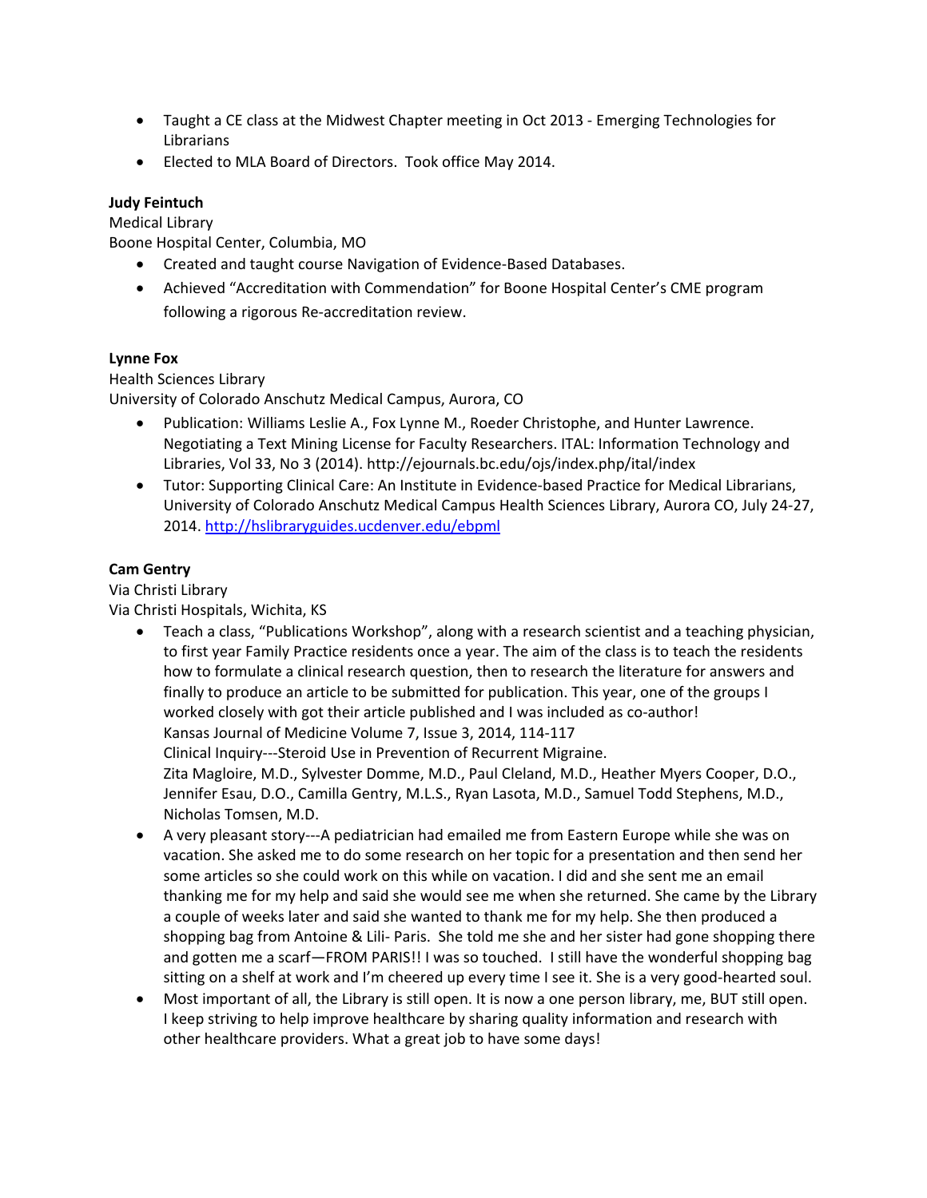- Taught a CE class at the Midwest Chapter meeting in Oct 2013 - Emerging Technologies for Librarians
- Elected to MLA Board of Directors. Took office May 2014.

**Judy Feintuch**
Medical Library
Boone Hospital Center, Columbia, MO

- Created and taught course Navigation of Evidence-Based Databases.
- Achieved "Accreditation with Commendation" for Boone Hospital Center's CME program following a rigorous Re-accreditation review.

**Lynne Fox**
Health Sciences Library
University of Colorado Anschutz Medical Campus, Aurora, CO

- Publication: Williams Leslie A., Fox Lynne M., Roeder Christophe, and Hunter Lawrence. Negotiating a Text Mining License for Faculty Researchers. ITAL: Information Technology and Libraries, Vol 33, No 3 (2014). http://ejournals.bc.edu/ojs/index.php/ital/index
- Tutor: Supporting Clinical Care: An Institute in Evidence-based Practice for Medical Librarians, University of Colorado Anschutz Medical Campus Health Sciences Library, Aurora CO, July 24-27, 2014. http://hslibraryguides.ucdenver.edu/ebpml

**Cam Gentry**
Via Christi Library
Via Christi Hospitals, Wichita, KS

- Teach a class, "Publications Workshop", along with a research scientist and a teaching physician, to first year Family Practice residents once a year. The aim of the class is to teach the residents how to formulate a clinical research question, then to research the literature for answers and finally to produce an article to be submitted for publication. This year, one of the groups I worked closely with got their article published and I was included as co-author!
  Kansas Journal of Medicine Volume 7, Issue 3, 2014, 114-117
  Clinical Inquiry---Steroid Use in Prevention of Recurrent Migraine.
  Zita Magloire, M.D., Sylvester Domme, M.D., Paul Cleland, M.D., Heather Myers Cooper, D.O., Jennifer Esau, D.O., Camilla Gentry, M.L.S., Ryan Lasota, M.D., Samuel Todd Stephens, M.D., Nicholas Tomsen, M.D.
- A very pleasant story---A pediatrician had emailed me from Eastern Europe while she was on vacation. She asked me to do some research on her topic for a presentation and then send her some articles so she could work on this while on vacation. I did and she sent me an email thanking me for my help and said she would see me when she returned. She came by the Library a couple of weeks later and said she wanted to thank me for my help. She then produced a shopping bag from Antoine & Lili- Paris. She told me she and her sister had gone shopping there and gotten me a scarf—FROM PARIS!! I was so touched. I still have the wonderful shopping bag sitting on a shelf at work and I'm cheered up every time I see it. She is a very good-hearted soul.
- Most important of all, the Library is still open. It is now a one person library, me, BUT still open. I keep striving to help improve healthcare by sharing quality information and research with other healthcare providers. What a great job to have some days!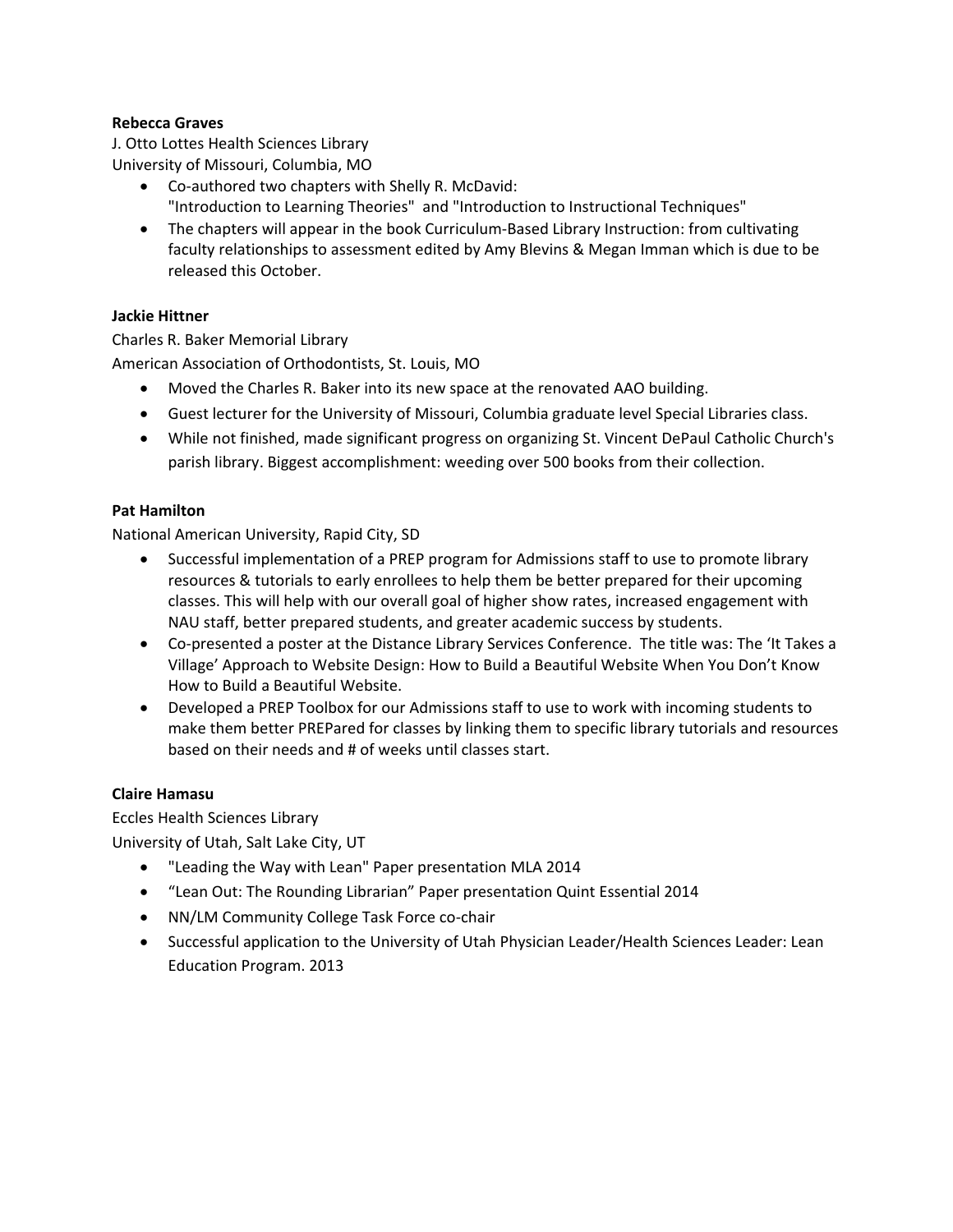**Rebecca Graves**

J. Otto Lottes Health Sciences Library
University of Missouri, Columbia, MO

- Co-authored two chapters with Shelly R. McDavid:
  "Introduction to Learning Theories" and "Introduction to Instructional Techniques"
- The chapters will appear in the book Curriculum-Based Library Instruction: from cultivating faculty relationships to assessment edited by Amy Blevins & Megan Imman which is due to be released this October.

**Jackie Hittner**

Charles R. Baker Memorial Library
American Association of Orthodontists, St. Louis, MO

- Moved the Charles R. Baker into its new space at the renovated AAO building.
- Guest lecturer for the University of Missouri, Columbia graduate level Special Libraries class.
- While not finished, made significant progress on organizing St. Vincent DePaul Catholic Church's parish library. Biggest accomplishment: weeding over 500 books from their collection.

**Pat Hamilton**

National American University, Rapid City, SD

- Successful implementation of a PREP program for Admissions staff to use to promote library resources & tutorials to early enrollees to help them be better prepared for their upcoming classes. This will help with our overall goal of higher show rates, increased engagement with NAU staff, better prepared students, and greater academic success by students.
- Co-presented a poster at the Distance Library Services Conference. The title was: The 'It Takes a Village' Approach to Website Design: How to Build a Beautiful Website When You Don't Know How to Build a Beautiful Website.
- Developed a PREP Toolbox for our Admissions staff to use to work with incoming students to make them better PREPared for classes by linking them to specific library tutorials and resources based on their needs and # of weeks until classes start.

**Claire Hamasu**

Eccles Health Sciences Library
University of Utah, Salt Lake City, UT

- "Leading the Way with Lean" Paper presentation MLA 2014
- "Lean Out: The Rounding Librarian" Paper presentation Quint Essential 2014
- NN/LM Community College Task Force co-chair
- Successful application to the University of Utah Physician Leader/Health Sciences Leader: Lean Education Program. 2013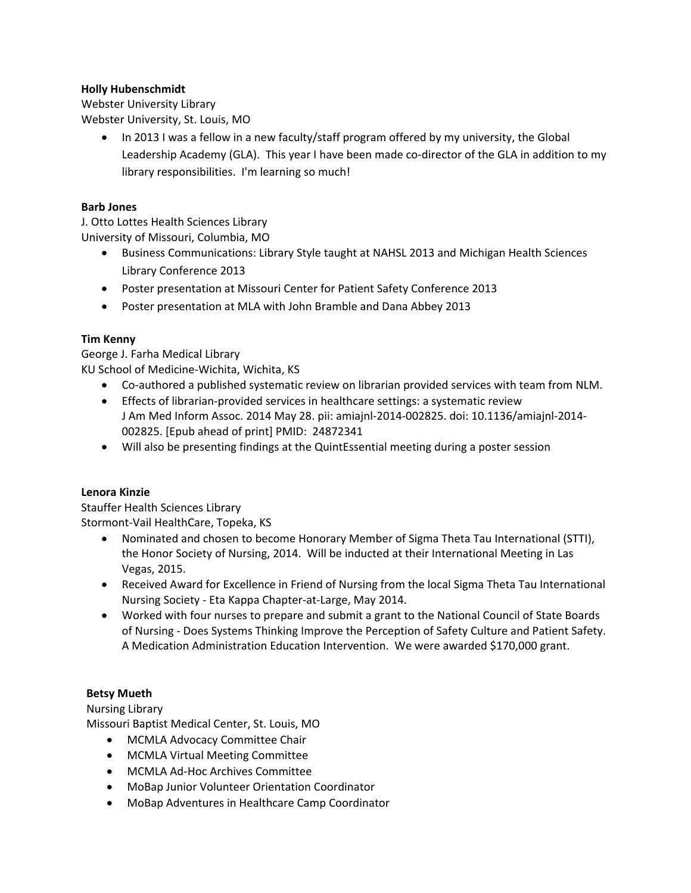**Holly Hubenschmidt**
Webster University Library
Webster University, St. Louis, MO

- In 2013 I was a fellow in a new faculty/staff program offered by my university, the Global Leadership Academy (GLA). This year I have been made co-director of the GLA in addition to my library responsibilities. I'm learning so much!

**Barb Jones**
J. Otto Lottes Health Sciences Library
University of Missouri, Columbia, MO

- Business Communications: Library Style taught at NAHSL 2013 and Michigan Health Sciences Library Conference 2013
- Poster presentation at Missouri Center for Patient Safety Conference 2013
- Poster presentation at MLA with John Bramble and Dana Abbey 2013

**Tim Kenny**
George J. Farha Medical Library
KU School of Medicine-Wichita, Wichita, KS

- Co-authored a published systematic review on librarian provided services with team from NLM.
- Effects of librarian-provided services in healthcare settings: a systematic review
  J Am Med Inform Assoc. 2014 May 28. pii: amiajnl-2014-002825. doi: 10.1136/amiajnl-2014-002825. [Epub ahead of print] PMID: 24872341
- Will also be presenting findings at the QuintEssential meeting during a poster session

**Lenora Kinzie**
Stauffer Health Sciences Library
Stormont-Vail HealthCare, Topeka, KS

- Nominated and chosen to become Honorary Member of Sigma Theta Tau International (STTI), the Honor Society of Nursing, 2014. Will be inducted at their International Meeting in Las Vegas, 2015.
- Received Award for Excellence in Friend of Nursing from the local Sigma Theta Tau International Nursing Society - Eta Kappa Chapter-at-Large, May 2014.
- Worked with four nurses to prepare and submit a grant to the National Council of State Boards of Nursing - Does Systems Thinking Improve the Perception of Safety Culture and Patient Safety. A Medication Administration Education Intervention. We were awarded $170,000 grant.

**Betsy Mueth**
Nursing Library
Missouri Baptist Medical Center, St. Louis, MO

- MCMLA Advocacy Committee Chair
- MCMLA Virtual Meeting Committee
- MCMLA Ad-Hoc Archives Committee
- MoBap Junior Volunteer Orientation Coordinator
- MoBap Adventures in Healthcare Camp Coordinator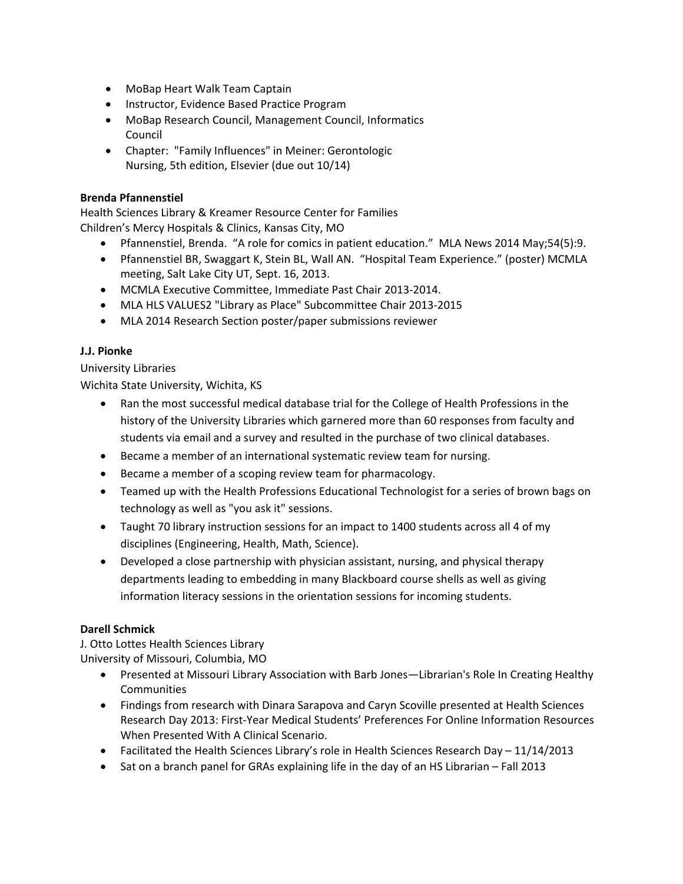- MoBap Heart Walk Team Captain
- Instructor, Evidence Based Practice Program
- MoBap Research Council, Management Council, Informatics Council
- Chapter: "Family Influences" in Meiner: Gerontologic Nursing, 5th edition, Elsevier (due out 10/14)

**Brenda Pfannenstiel**
Health Sciences Library & Kreamer Resource Center for Families
Children's Mercy Hospitals & Clinics, Kansas City, MO

- Pfannenstiel, Brenda. "A role for comics in patient education." MLA News 2014 May;54(5):9.
- Pfannenstiel BR, Swaggart K, Stein BL, Wall AN. "Hospital Team Experience." (poster) MCMLA meeting, Salt Lake City UT, Sept. 16, 2013.
- MCMLA Executive Committee, Immediate Past Chair 2013-2014.
- MLA HLS VALUES2 "Library as Place" Subcommittee Chair 2013-2015
- MLA 2014 Research Section poster/paper submissions reviewer

**J.J. Pionke**
University Libraries
Wichita State University, Wichita, KS

- Ran the most successful medical database trial for the College of Health Professions in the history of the University Libraries which garnered more than 60 responses from faculty and students via email and a survey and resulted in the purchase of two clinical databases.
- Became a member of an international systematic review team for nursing.
- Became a member of a scoping review team for pharmacology.
- Teamed up with the Health Professions Educational Technologist for a series of brown bags on technology as well as "you ask it" sessions.
- Taught 70 library instruction sessions for an impact to 1400 students across all 4 of my disciplines (Engineering, Health, Math, Science).
- Developed a close partnership with physician assistant, nursing, and physical therapy departments leading to embedding in many Blackboard course shells as well as giving information literacy sessions in the orientation sessions for incoming students.

**Darell Schmick**
J. Otto Lottes Health Sciences Library
University of Missouri, Columbia, MO

- Presented at Missouri Library Association with Barb Jones—Librarian's Role In Creating Healthy Communities
- Findings from research with Dinara Sarapova and Caryn Scoville presented at Health Sciences Research Day 2013: First-Year Medical Students' Preferences For Online Information Resources When Presented With A Clinical Scenario.
- Facilitated the Health Sciences Library's role in Health Sciences Research Day – 11/14/2013
- Sat on a branch panel for GRAs explaining life in the day of an HS Librarian – Fall 2013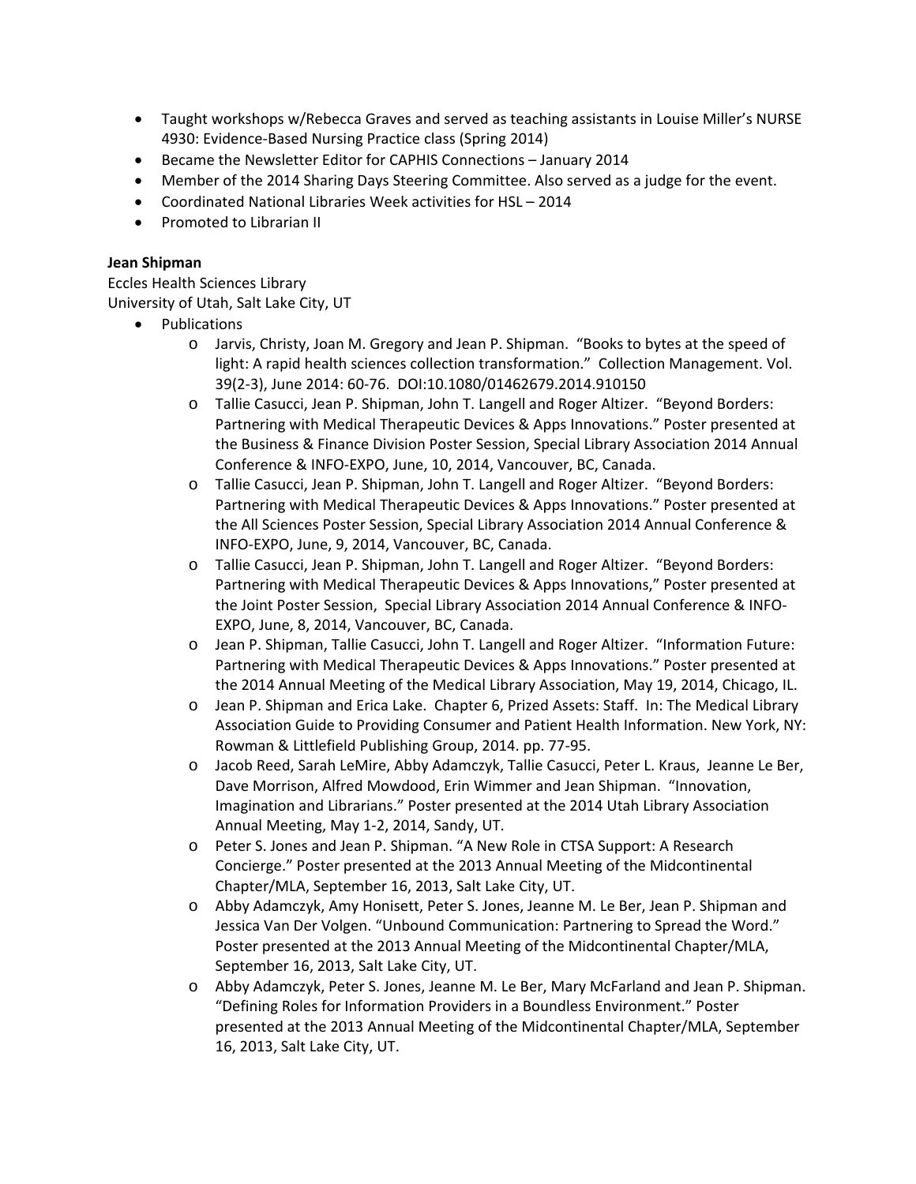- Taught workshops w/Rebecca Graves and served as teaching assistants in Louise Miller's NURSE 4930: Evidence-Based Nursing Practice class (Spring 2014)
- Became the Newsletter Editor for CAPHIS Connections – January 2014
- Member of the 2014 Sharing Days Steering Committee. Also served as a judge for the event.
- Coordinated National Libraries Week activities for HSL – 2014
- Promoted to Librarian II

**Jean Shipman**
Eccles Health Sciences Library
University of Utah, Salt Lake City, UT

- Publications
    - Jarvis, Christy, Joan M. Gregory and Jean P. Shipman. "Books to bytes at the speed of light: A rapid health sciences collection transformation." Collection Management. Vol. 39(2-3), June 2014: 60-76. DOI:10.1080/01462679.2014.910150
    - Tallie Casucci, Jean P. Shipman, John T. Langell and Roger Altizer. "Beyond Borders: Partnering with Medical Therapeutic Devices & Apps Innovations." Poster presented at the Business & Finance Division Poster Session, Special Library Association 2014 Annual Conference & INFO-EXPO, June, 10, 2014, Vancouver, BC, Canada.
    - Tallie Casucci, Jean P. Shipman, John T. Langell and Roger Altizer. "Beyond Borders: Partnering with Medical Therapeutic Devices & Apps Innovations." Poster presented at the All Sciences Poster Session, Special Library Association 2014 Annual Conference & INFO-EXPO, June, 9, 2014, Vancouver, BC, Canada.
    - Tallie Casucci, Jean P. Shipman, John T. Langell and Roger Altizer. "Beyond Borders: Partnering with Medical Therapeutic Devices & Apps Innovations," Poster presented at the Joint Poster Session, Special Library Association 2014 Annual Conference & INFO-EXPO, June, 8, 2014, Vancouver, BC, Canada.
    - Jean P. Shipman, Tallie Casucci, John T. Langell and Roger Altizer. "Information Future: Partnering with Medical Therapeutic Devices & Apps Innovations." Poster presented at the 2014 Annual Meeting of the Medical Library Association, May 19, 2014, Chicago, IL.
    - Jean P. Shipman and Erica Lake. Chapter 6, Prized Assets: Staff. In: The Medical Library Association Guide to Providing Consumer and Patient Health Information. New York, NY: Rowman & Littlefield Publishing Group, 2014. pp. 77-95.
    - Jacob Reed, Sarah LeMire, Abby Adamczyk, Tallie Casucci, Peter L. Kraus, Jeanne Le Ber, Dave Morrison, Alfred Mowdood, Erin Wimmer and Jean Shipman. "Innovation, Imagination and Librarians." Poster presented at the 2014 Utah Library Association Annual Meeting, May 1-2, 2014, Sandy, UT.
    - Peter S. Jones and Jean P. Shipman. "A New Role in CTSA Support: A Research Concierge." Poster presented at the 2013 Annual Meeting of the Midcontinental Chapter/MLA, September 16, 2013, Salt Lake City, UT.
    - Abby Adamczyk, Amy Honisett, Peter S. Jones, Jeanne M. Le Ber, Jean P. Shipman and Jessica Van Der Volgen. "Unbound Communication: Partnering to Spread the Word." Poster presented at the 2013 Annual Meeting of the Midcontinental Chapter/MLA, September 16, 2013, Salt Lake City, UT.
    - Abby Adamczyk, Peter S. Jones, Jeanne M. Le Ber, Mary McFarland and Jean P. Shipman. "Defining Roles for Information Providers in a Boundless Environment." Poster presented at the 2013 Annual Meeting of the Midcontinental Chapter/MLA, September 16, 2013, Salt Lake City, UT.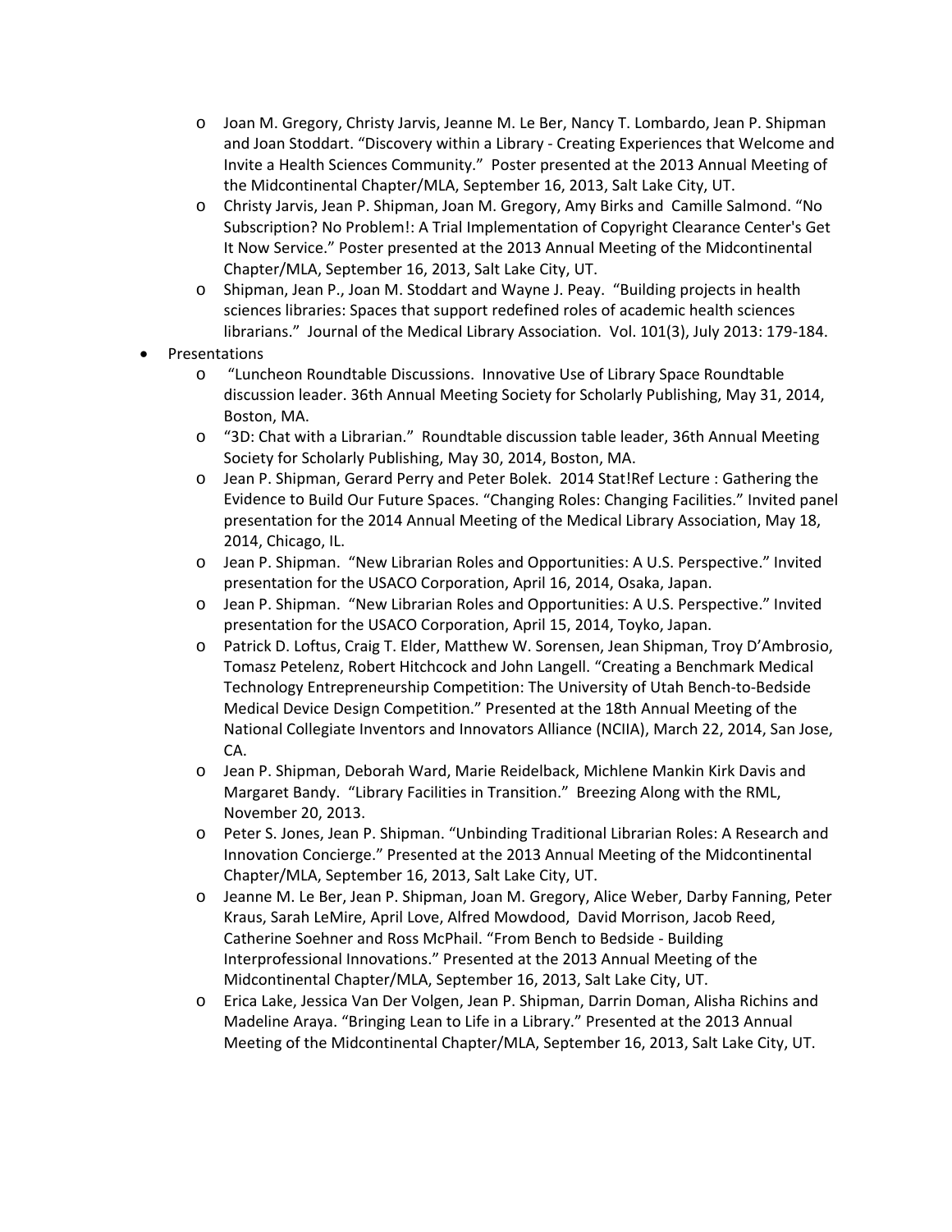- Joan M. Gregory, Christy Jarvis, Jeanne M. Le Ber, Nancy T. Lombardo, Jean P. Shipman and Joan Stoddart. "Discovery within a Library - Creating Experiences that Welcome and Invite a Health Sciences Community." Poster presented at the 2013 Annual Meeting of the Midcontinental Chapter/MLA, September 16, 2013, Salt Lake City, UT.
  - Christy Jarvis, Jean P. Shipman, Joan M. Gregory, Amy Birks and Camille Salmond. "No Subscription? No Problem!: A Trial Implementation of Copyright Clearance Center's Get It Now Service." Poster presented at the 2013 Annual Meeting of the Midcontinental Chapter/MLA, September 16, 2013, Salt Lake City, UT.
  - Shipman, Jean P., Joan M. Stoddart and Wayne J. Peay. "Building projects in health sciences libraries: Spaces that support redefined roles of academic health sciences librarians." Journal of the Medical Library Association. Vol. 101(3), July 2013: 179-184.
- Presentations
  - "Luncheon Roundtable Discussions. Innovative Use of Library Space Roundtable discussion leader. 36th Annual Meeting Society for Scholarly Publishing, May 31, 2014, Boston, MA.
  - "3D: Chat with a Librarian." Roundtable discussion table leader, 36th Annual Meeting Society for Scholarly Publishing, May 30, 2014, Boston, MA.
  - Jean P. Shipman, Gerard Perry and Peter Bolek. 2014 Stat!Ref Lecture : Gathering the Evidence to Build Our Future Spaces. "Changing Roles: Changing Facilities." Invited panel presentation for the 2014 Annual Meeting of the Medical Library Association, May 18, 2014, Chicago, IL.
  - Jean P. Shipman. "New Librarian Roles and Opportunities: A U.S. Perspective." Invited presentation for the USACO Corporation, April 16, 2014, Osaka, Japan.
  - Jean P. Shipman. "New Librarian Roles and Opportunities: A U.S. Perspective." Invited presentation for the USACO Corporation, April 15, 2014, Toyko, Japan.
  - Patrick D. Loftus, Craig T. Elder, Matthew W. Sorensen, Jean Shipman, Troy D'Ambrosio, Tomasz Petelenz, Robert Hitchcock and John Langell. "Creating a Benchmark Medical Technology Entrepreneurship Competition: The University of Utah Bench-to-Bedside Medical Device Design Competition." Presented at the 18th Annual Meeting of the National Collegiate Inventors and Innovators Alliance (NCIIA), March 22, 2014, San Jose, CA.
  - Jean P. Shipman, Deborah Ward, Marie Reidelback, Michlene Mankin Kirk Davis and Margaret Bandy. "Library Facilities in Transition." Breezing Along with the RML, November 20, 2013.
  - Peter S. Jones, Jean P. Shipman. "Unbinding Traditional Librarian Roles: A Research and Innovation Concierge." Presented at the 2013 Annual Meeting of the Midcontinental Chapter/MLA, September 16, 2013, Salt Lake City, UT.
  - Jeanne M. Le Ber, Jean P. Shipman, Joan M. Gregory, Alice Weber, Darby Fanning, Peter Kraus, Sarah LeMire, April Love, Alfred Mowdood, David Morrison, Jacob Reed, Catherine Soehner and Ross McPhail. "From Bench to Bedside - Building Interprofessional Innovations." Presented at the 2013 Annual Meeting of the Midcontinental Chapter/MLA, September 16, 2013, Salt Lake City, UT.
  - Erica Lake, Jessica Van Der Volgen, Jean P. Shipman, Darrin Doman, Alisha Richins and Madeline Araya. "Bringing Lean to Life in a Library." Presented at the 2013 Annual Meeting of the Midcontinental Chapter/MLA, September 16, 2013, Salt Lake City, UT.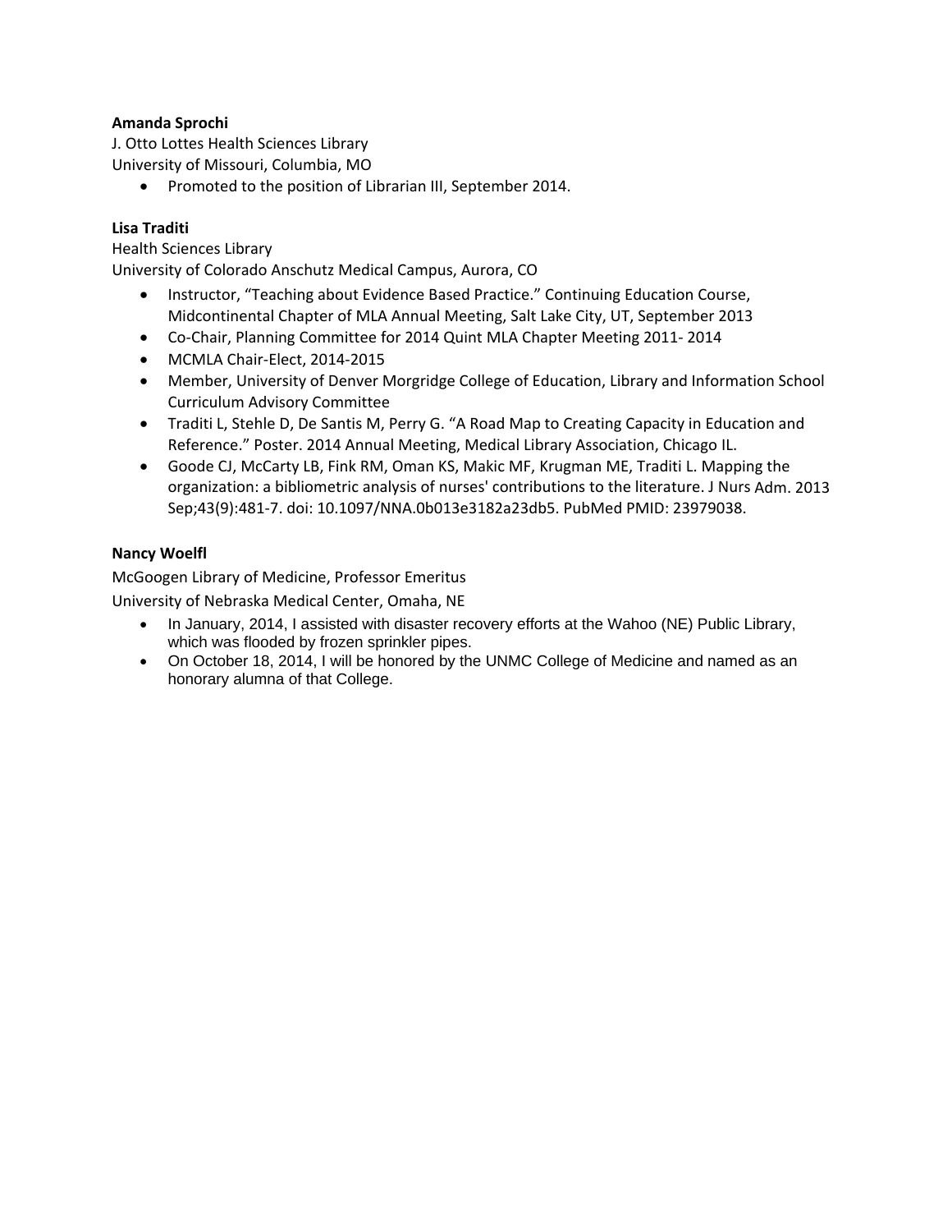**Amanda Sprochi**

J. Otto Lottes Health Sciences Library
University of Missouri, Columbia, MO

- Promoted to the position of Librarian III, September 2014.

**Lisa Traditi**

Health Sciences Library
University of Colorado Anschutz Medical Campus, Aurora, CO

- Instructor, "Teaching about Evidence Based Practice." Continuing Education Course, Midcontinental Chapter of MLA Annual Meeting, Salt Lake City, UT, September 2013
- Co-Chair, Planning Committee for 2014 Quint MLA Chapter Meeting 2011- 2014
- MCMLA Chair-Elect, 2014-2015
- Member, University of Denver Morgridge College of Education, Library and Information School Curriculum Advisory Committee
- Traditi L, Stehle D, De Santis M, Perry G. "A Road Map to Creating Capacity in Education and Reference." Poster. 2014 Annual Meeting, Medical Library Association, Chicago IL.
- Goode CJ, McCarty LB, Fink RM, Oman KS, Makic MF, Krugman ME, Traditi L. Mapping the organization: a bibliometric analysis of nurses' contributions to the literature. J Nurs Adm. 2013 Sep;43(9):481-7. doi: 10.1097/NNA.0b013e3182a23db5. PubMed PMID: 23979038.

**Nancy Woelfl**

McGoogen Library of Medicine, Professor Emeritus
University of Nebraska Medical Center, Omaha, NE

- In January, 2014, I assisted with disaster recovery efforts at the Wahoo (NE) Public Library, which was flooded by frozen sprinkler pipes.
- On October 18, 2014, I will be honored by the UNMC College of Medicine and named as an honorary alumna of that College.